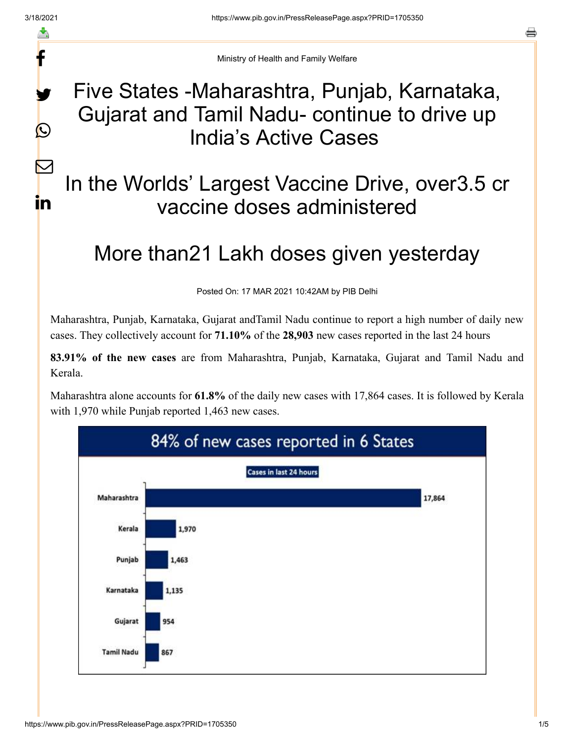Ministry of Health and Family Welfare

# Five States -Maharashtra, Punjab, Karnataka, Gujarat and Tamil Nadu- continue to drive up India's Active Cases

# In the Worlds' Largest Vaccine Drive, over3.5 cr vaccine doses administered

# More than21 Lakh doses given yesterday

Posted On: 17 MAR 2021 10:42AM by PIB Delhi

Maharashtra, Punjab, Karnataka, Gujarat andTamil Nadu continue to report a high number of daily new cases. They collectively account for **71.10%** of the **28,903** new cases reported in the last 24 hours

**83.91% of the new cases** are from Maharashtra, Punjab, Karnataka, Gujarat and Tamil Nadu and Kerala.

Maharashtra alone accounts for **61.8%** of the daily new cases with 17,864 cases. It is followed by Kerala with 1,970 while Punjab reported 1,463 new cases.

**84% of new cases reported in 6 States**

Cases in last 24 hours

| State | Cases |
|---|---|
| Maharashtra | 17,864 |
| Kerala | 1,970 |
| Punjab | 1,463 |
| Karnataka | 1,135 |
| Gujarat | 954 |
| Tamil Nadu | 867 |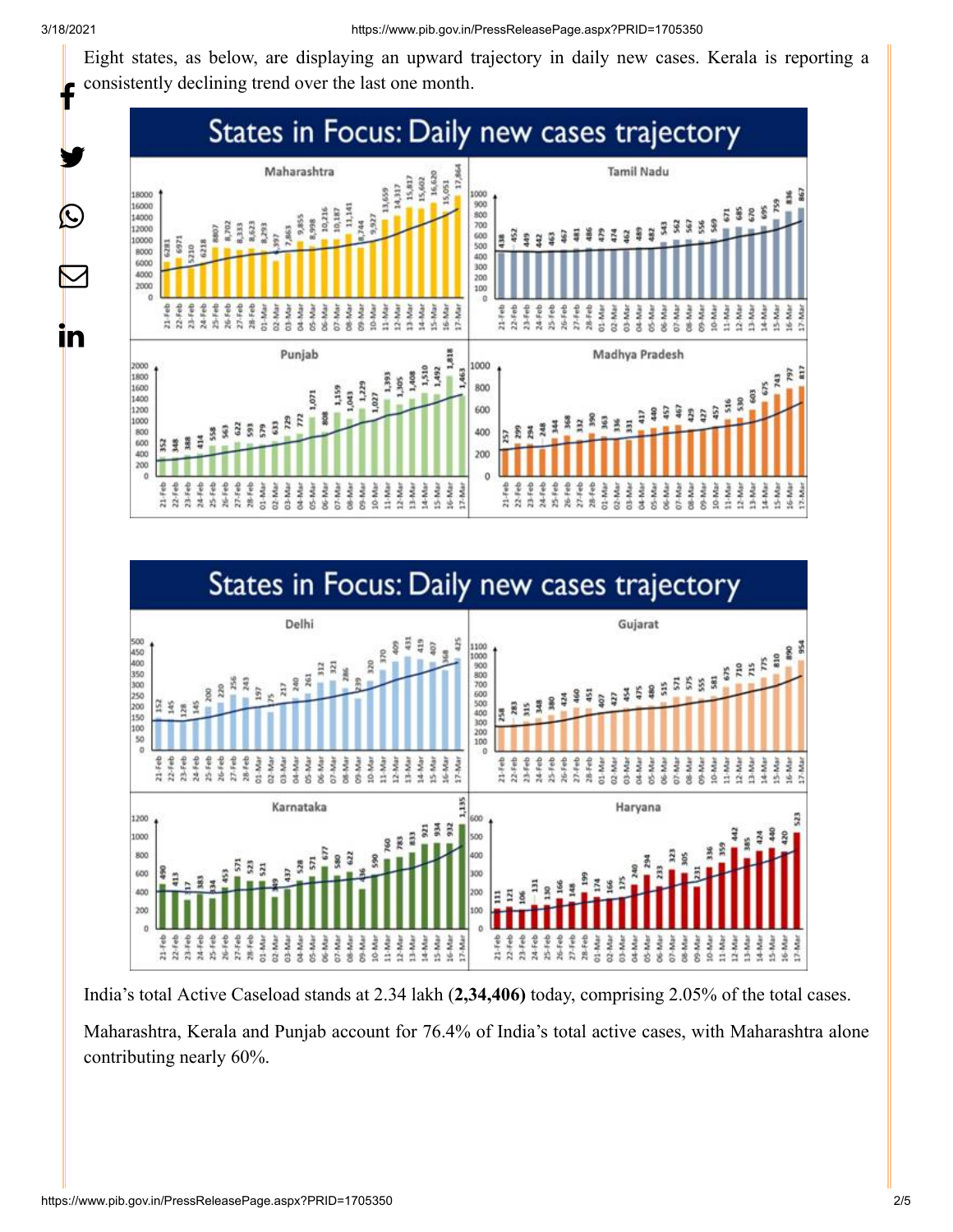Eight states, as below, are displaying an upward trajectory in daily new cases. Kerala is reporting a consistently declining trend over the last one month.

India's total Active Caseload stands at 2.34 lakh (**2,34,406)** today, comprising 2.05% of the total cases.

Maharashtra, Kerala and Punjab account for 76.4% of India's total active cases, with Maharashtra alone contributing nearly 60%.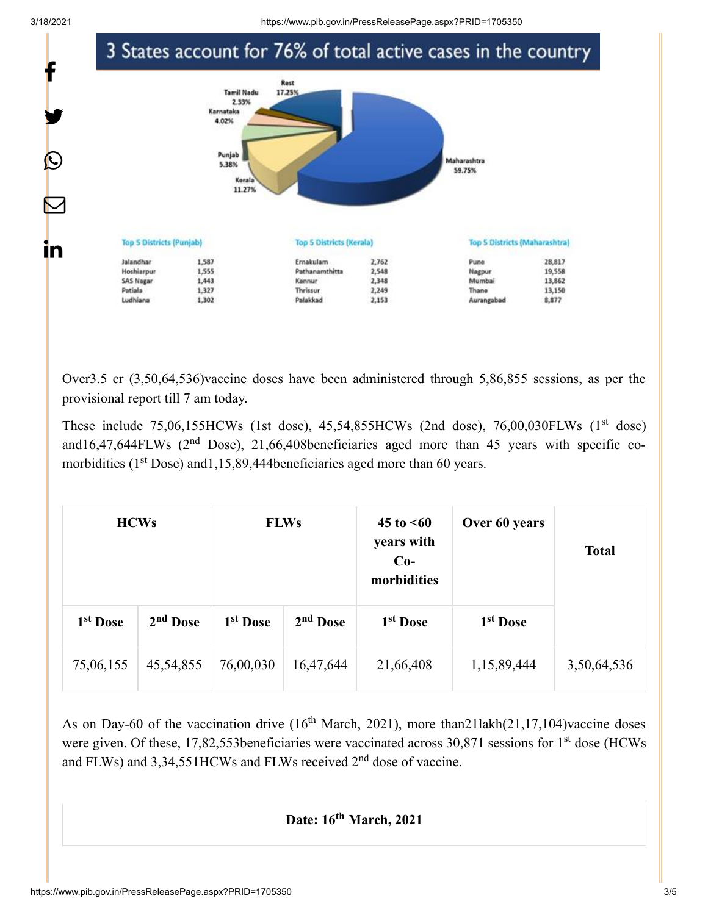## 3 States account for 76% of total active cases in the country

Rest 17.25%
Tamil Nadu 2.33%
Karnataka 4.02%
Punjab 5.38%
Kerala 11.27%
Maharashtra 59.75%

| Top 5 Districts (Punjab) | |
|---|---|
| Jalandhar | 1,587 |
| Hoshiarpur | 1,555 |
| SAS Nagar | 1,443 |
| Patiala | 1,327 |
| Ludhiana | 1,302 |

| Top 5 Districts (Kerala) | |
|---|---|
| Ernakulam | 2,762 |
| Pathanamthitta | 2,548 |
| Kannur | 2,348 |
| Thrissur | 2,249 |
| Palakkad | 2,153 |

| Top 5 Districts (Maharashtra) | |
|---|---|
| Pune | 28,817 |
| Nagpur | 19,558 |
| Mumbai | 13,862 |
| Thane | 13,150 |
| Aurangabad | 8,877 |

Over3.5 cr (3,50,64,536)vaccine doses have been administered through 5,86,855 sessions, as per the provisional report till 7 am today.

These include 75,06,155HCWs (1st dose), 45,54,855HCWs (2nd dose), 76,00,030FLWs (1st dose) and16,47,644FLWs (2nd Dose), 21,66,408beneficiaries aged more than 45 years with specific co-morbidities (1st Dose) and1,15,89,444beneficiaries aged more than 60 years.

| HCWs | | FLWs | | 45 to <60 years with Co-morbidities | Over 60 years | Total |
|---|---|---|---|---|---|---|
| 1st Dose | 2nd Dose | 1st Dose | 2nd Dose | 1st Dose | 1st Dose | |
| 75,06,155 | 45,54,855 | 76,00,030 | 16,47,644 | 21,66,408 | 1,15,89,444 | 3,50,64,536 |

As on Day-60 of the vaccination drive (16th March, 2021), more than21lakh(21,17,104)vaccine doses were given. Of these, 17,82,553beneficiaries were vaccinated across 30,871 sessions for 1st dose (HCWs and FLWs) and 3,34,551HCWs and FLWs received 2nd dose of vaccine.

**Date: 16th March, 2021**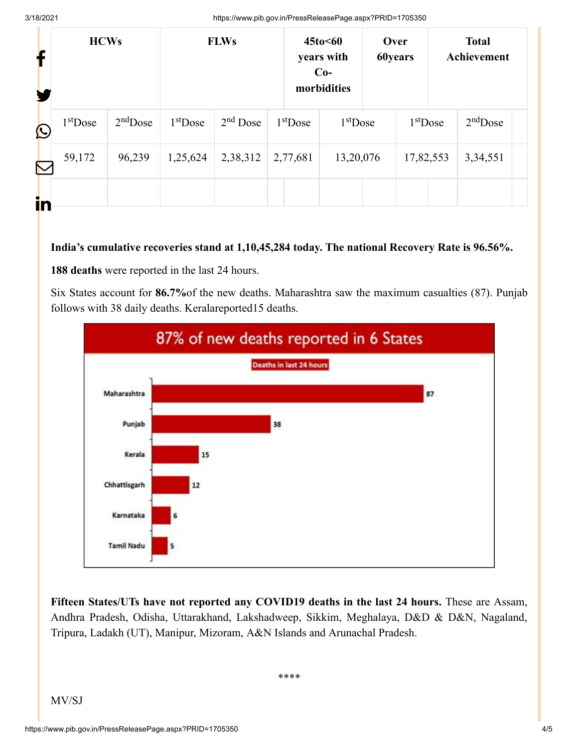| HCWs | | FLWs | | 45to<60 years with Co-morbidities | Over 60years | Total Achievement | |
|---|---|---|---|---|---|---|---|
| 1stDose | 2ndDose | 1stDose | 2nd Dose | 1stDose | 1stDose | 1stDose | 2ndDose |
| 59,172 | 96,239 | 1,25,624 | 2,38,312 | 2,77,681 | 13,20,076 | 17,82,553 | 3,34,551 |
| | | | | | | | |

**India's cumulative recoveries stand at 1,10,45,284 today. The national Recovery Rate is 96.56%.**

**188 deaths** were reported in the last 24 hours.

Six States account for **86.7%**of the new deaths. Maharashtra saw the maximum casualties (87). Punjab follows with 38 daily deaths. Keralareported15 deaths.

87% of new deaths reported in 6 States

Deaths in last 24 hours

| State | Deaths |
|---|---|
| Maharashtra | 87 |
| Punjab | 38 |
| Kerala | 15 |
| Chhattisgarh | 12 |
| Karnataka | 6 |
| Tamil Nadu | 5 |

**Fifteen States/UTs have not reported any COVID19 deaths in the last 24 hours.** These are Assam, Andhra Pradesh, Odisha, Uttarakhand, Lakshadweep, Sikkim, Meghalaya, D&D & D&N, Nagaland, Tripura, Ladakh (UT), Manipur, Mizoram, A&N Islands and Arunachal Pradesh.

****

MV/SJ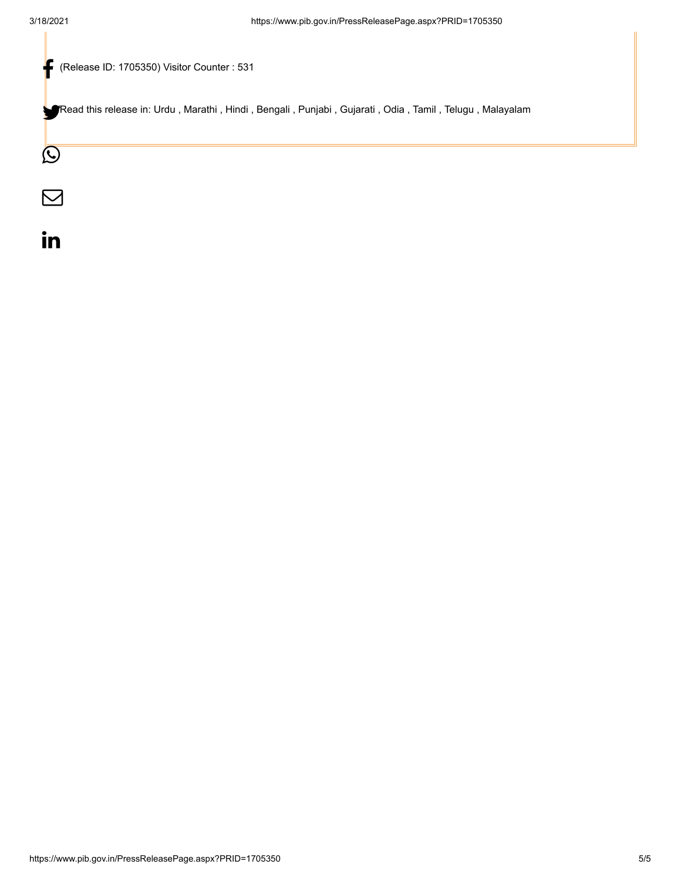(Release ID: 1705350) Visitor Counter : 531

Read this release in: Urdu , Marathi , Hindi , Bengali , Punjabi , Gujarati , Odia , Tamil , Telugu , Malayalam